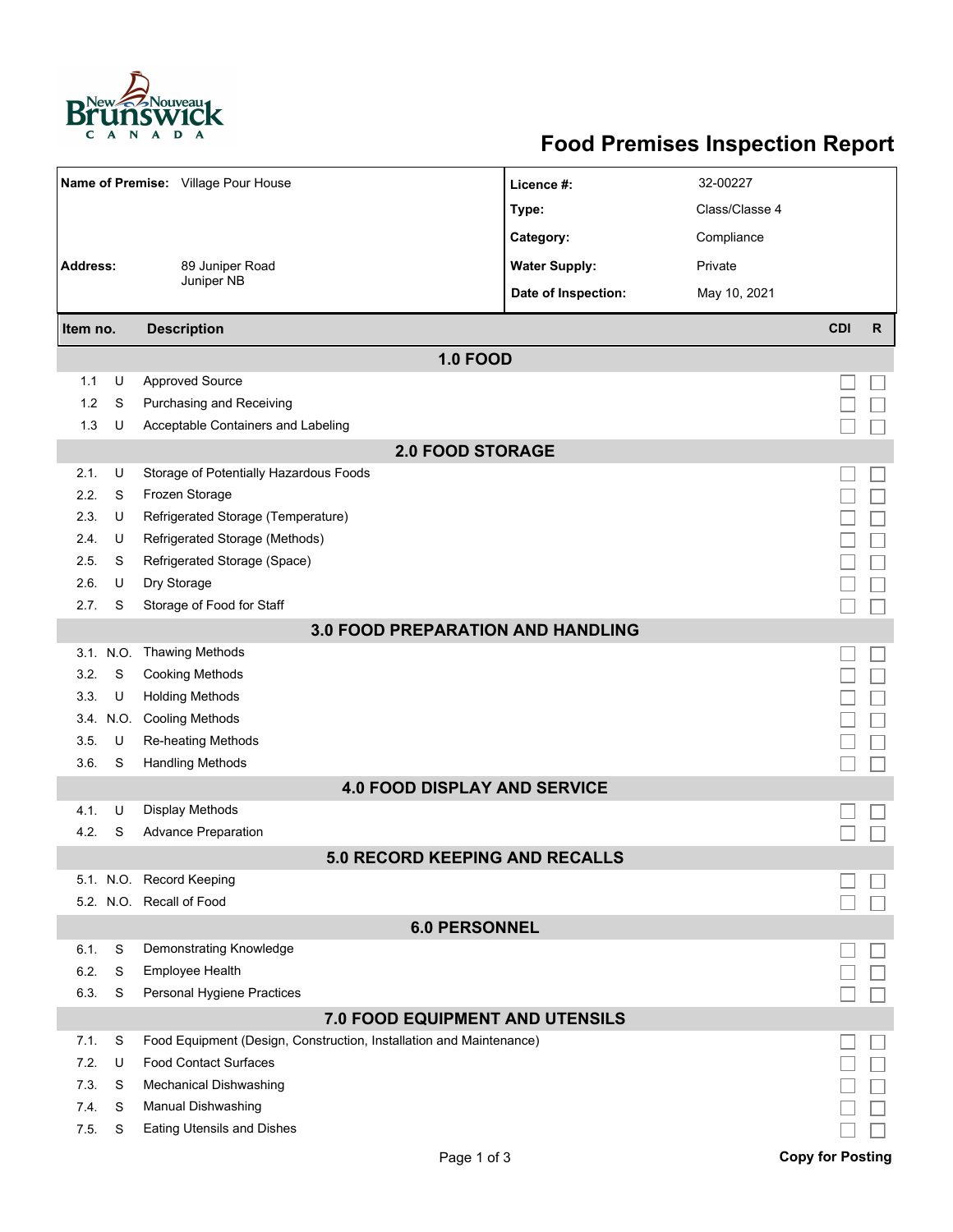New Brunswick Nouveau CANADA

# Food Premises Inspection Report

| | | | |
|---|---|---|---|
| **Name of Premise:** | Village Pour House | **Licence #:** | 32-00227 |
| | | **Type:** | Class/Classe 4 |
| | | **Category:** | Compliance |
| **Address:** | 89 Juniper Road Juniper NB | **Water Supply:** | Private |
| | | **Date of Inspection:** | May 10, 2021 |

| Item no. | | Description | CDI | R |
|---|---|---|---|---|
| | | **1.0 FOOD** | | |
| 1.1 | U | Approved Source | ☐ | ☐ |
| 1.2 | S | Purchasing and Receiving | ☐ | ☐ |
| 1.3 | U | Acceptable Containers and Labeling | ☐ | ☐ |
| | | **2.0 FOOD STORAGE** | | |
| 2.1. | U | Storage of Potentially Hazardous Foods | ☐ | ☐ |
| 2.2. | S | Frozen Storage | ☐ | ☐ |
| 2.3. | U | Refrigerated Storage (Temperature) | ☐ | ☐ |
| 2.4. | U | Refrigerated Storage (Methods) | ☐ | ☐ |
| 2.5. | S | Refrigerated Storage (Space) | ☐ | ☐ |
| 2.6. | U | Dry Storage | ☐ | ☐ |
| 2.7. | S | Storage of Food for Staff | ☐ | ☐ |
| | | **3.0 FOOD PREPARATION AND HANDLING** | | |
| 3.1. | N.O. | Thawing Methods | ☐ | ☐ |
| 3.2. | S | Cooking Methods | ☐ | ☐ |
| 3.3. | U | Holding Methods | ☐ | ☐ |
| 3.4. | N.O. | Cooling Methods | ☐ | ☐ |
| 3.5. | U | Re-heating Methods | ☐ | ☐ |
| 3.6. | S | Handling Methods | ☐ | ☐ |
| | | **4.0 FOOD DISPLAY AND SERVICE** | | |
| 4.1. | U | Display Methods | ☐ | ☐ |
| 4.2. | S | Advance Preparation | ☐ | ☐ |
| | | **5.0 RECORD KEEPING AND RECALLS** | | |
| 5.1. | N.O. | Record Keeping | ☐ | ☐ |
| 5.2. | N.O. | Recall of Food | ☐ | ☐ |
| | | **6.0 PERSONNEL** | | |
| 6.1. | S | Demonstrating Knowledge | ☐ | ☐ |
| 6.2. | S | Employee Health | ☐ | ☐ |
| 6.3. | S | Personal Hygiene Practices | ☐ | ☐ |
| | | **7.0 FOOD EQUIPMENT AND UTENSILS** | | |
| 7.1. | S | Food Equipment (Design, Construction, Installation and Maintenance) | ☐ | ☐ |
| 7.2. | U | Food Contact Surfaces | ☐ | ☐ |
| 7.3. | S | Mechanical Dishwashing | ☐ | ☐ |
| 7.4. | S | Manual Dishwashing | ☐ | ☐ |
| 7.5. | S | Eating Utensils and Dishes | ☐ | ☐ |

**Copy for Posting**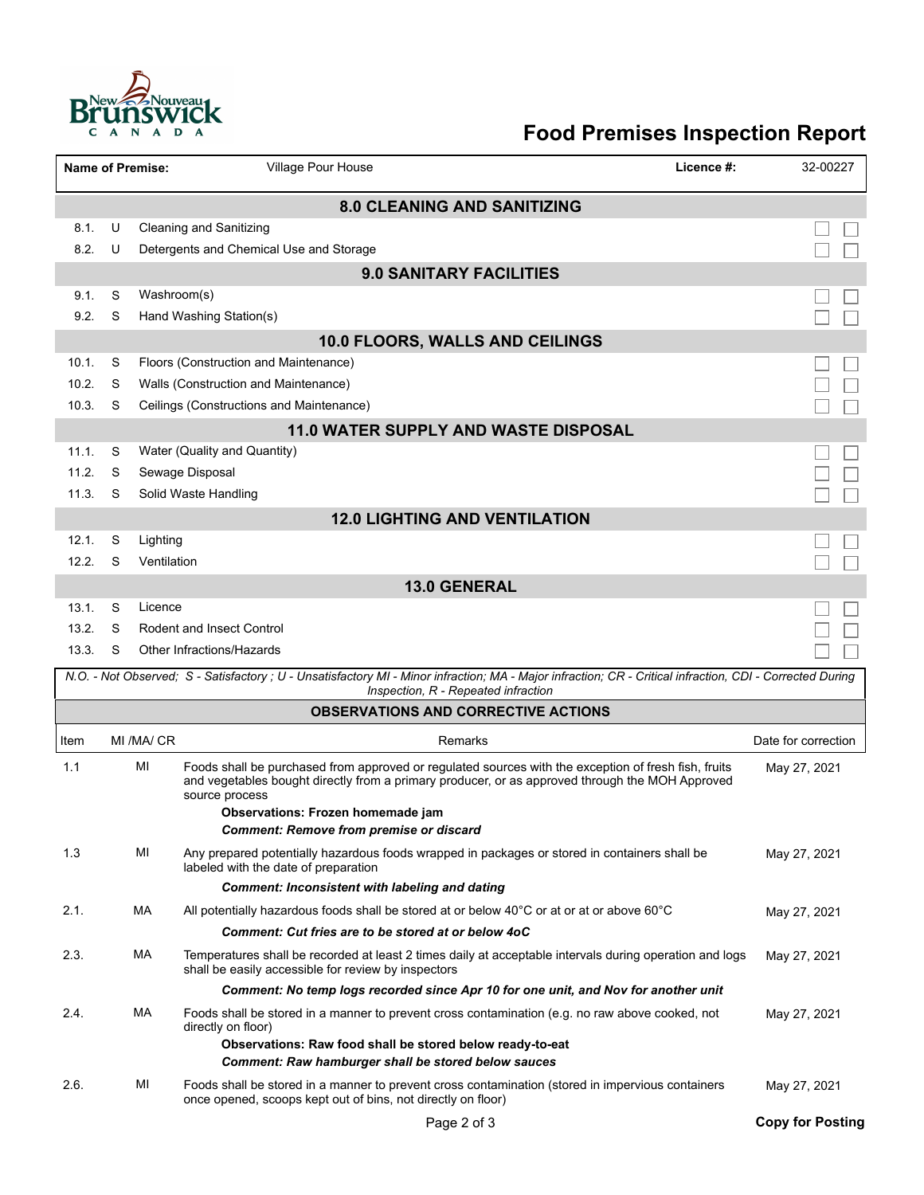# Food Premises Inspection Report

| Name of Premise: | Village Pour House | Licence #: | 32-00227 |
|---|---|---|---|

## 8.0 CLEANING AND SANITIZING

| | | | |
|---|---|---|---|
| 8.1. | U | Cleaning and Sanitizing | |
| 8.2. | U | Detergents and Chemical Use and Storage | |

## 9.0 SANITARY FACILITIES

| | | | |
|---|---|---|---|
| 9.1. | S | Washroom(s) | |
| 9.2. | S | Hand Washing Station(s) | |

## 10.0 FLOORS, WALLS AND CEILINGS

| | | | |
|---|---|---|---|
| 10.1. | S | Floors (Construction and Maintenance) | |
| 10.2. | S | Walls (Construction and Maintenance) | |
| 10.3. | S | Ceilings (Constructions and Maintenance) | |

## 11.0 WATER SUPPLY AND WASTE DISPOSAL

| | | | |
|---|---|---|---|
| 11.1. | S | Water (Quality and Quantity) | |
| 11.2. | S | Sewage Disposal | |
| 11.3. | S | Solid Waste Handling | |

## 12.0 LIGHTING AND VENTILATION

| | | | |
|---|---|---|---|
| 12.1. | S | Lighting | |
| 12.2. | S | Ventilation | |

## 13.0 GENERAL

| | | | |
|---|---|---|---|
| 13.1. | S | Licence | |
| 13.2. | S | Rodent and Insect Control | |
| 13.3. | S | Other Infractions/Hazards | |

*N.O. - Not Observed; S - Satisfactory ; U - Unsatisfactory MI - Minor infraction; MA - Major infraction; CR - Critical infraction, CDI - Corrected During Inspection, R - Repeated infraction*

## OBSERVATIONS AND CORRECTIVE ACTIONS

| Item | MI /MA/ CR | Remarks | Date for correction |
|---|---|---|---|
| 1.1 | MI | Foods shall be purchased from approved or regulated sources with the exception of fresh fish, fruits and vegetables bought directly from a primary producer, or as approved through the MOH Approved source process<br>**Observations: Frozen homemade jam**<br>***Comment: Remove from premise or discard*** | May 27, 2021 |
| 1.3 | MI | Any prepared potentially hazardous foods wrapped in packages or stored in containers shall be labeled with the date of preparation<br>***Comment: Inconsistent with labeling and dating*** | May 27, 2021 |
| 2.1. | MA | All potentially hazardous foods shall be stored at or below 40°C or at or at or above 60°C<br>***Comment: Cut fries are to be stored at or below 4oC*** | May 27, 2021 |
| 2.3. | MA | Temperatures shall be recorded at least 2 times daily at acceptable intervals during operation and logs shall be easily accessible for review by inspectors<br>***Comment: No temp logs recorded since Apr 10 for one unit, and Nov for another unit*** | May 27, 2021 |
| 2.4. | MA | Foods shall be stored in a manner to prevent cross contamination (e.g. no raw above cooked, not directly on floor)<br>**Observations: Raw food shall be stored below ready-to-eat**<br>***Comment: Raw hamburger shall be stored below sauces*** | May 27, 2021 |
| 2.6. | MI | Foods shall be stored in a manner to prevent cross contamination (stored in impervious containers once opened, scoops kept out of bins, not directly on floor) | May 27, 2021 |

**Copy for Posting**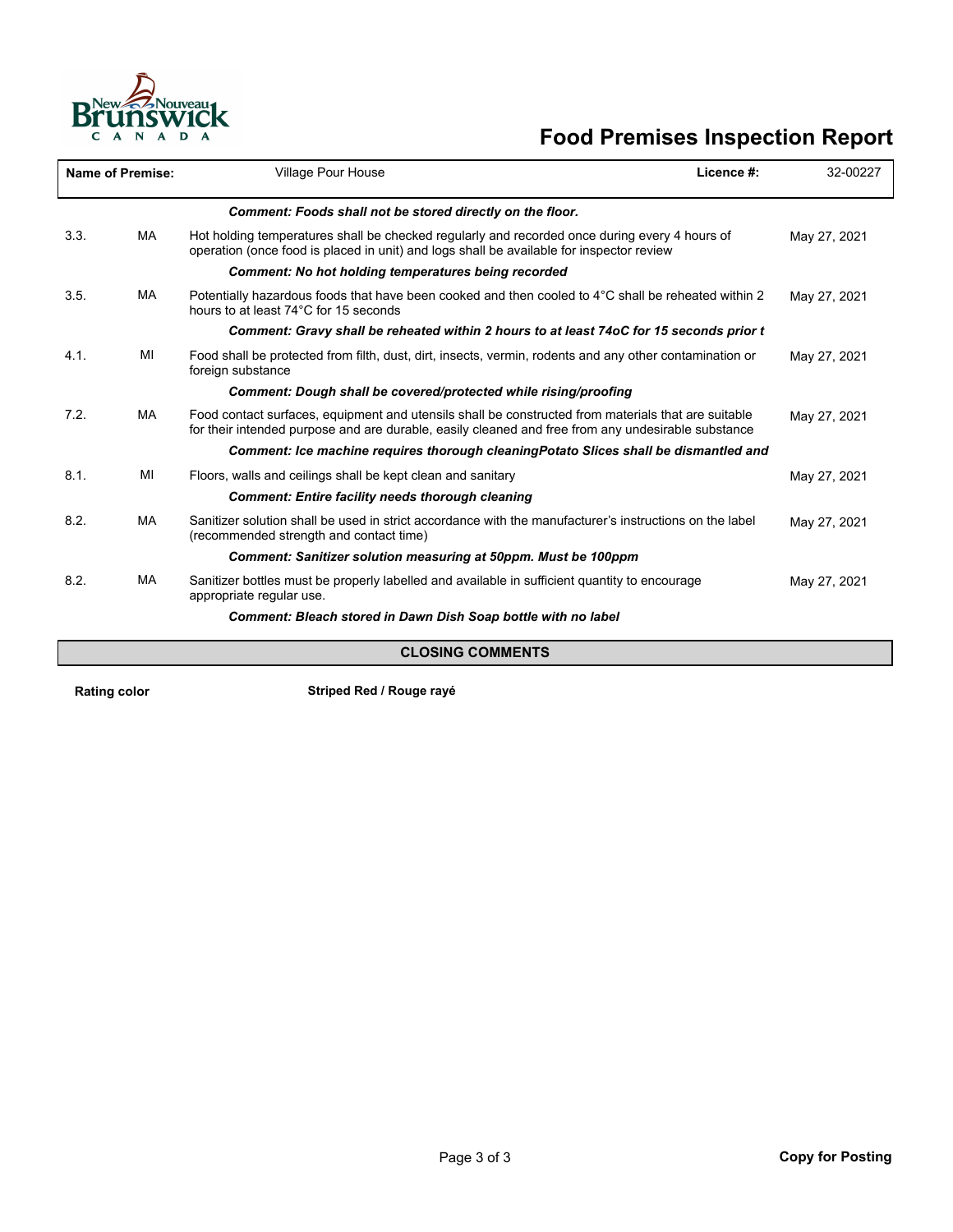# Food Premises Inspection Report

| Name of Premise: | Village Pour House | Licence #: | 32-00227 |
|---|---|---|---|

| | | | |
|---|---|---|---|
| | | ***Comment: Foods shall not be stored directly on the floor.*** | |
| 3.3. | MA | Hot holding temperatures shall be checked regularly and recorded once during every 4 hours of operation (once food is placed in unit) and logs shall be available for inspector review | May 27, 2021 |
| | | ***Comment: No hot holding temperatures being recorded*** | |
| 3.5. | MA | Potentially hazardous foods that have been cooked and then cooled to 4°C shall be reheated within 2 hours to at least 74°C for 15 seconds | May 27, 2021 |
| | | ***Comment: Gravy shall be reheated within 2 hours to at least 74oC for 15 seconds prior t*** | |
| 4.1. | MI | Food shall be protected from filth, dust, dirt, insects, vermin, rodents and any other contamination or foreign substance | May 27, 2021 |
| | | ***Comment: Dough shall be covered/protected while rising/proofing*** | |
| 7.2. | MA | Food contact surfaces, equipment and utensils shall be constructed from materials that are suitable for their intended purpose and are durable, easily cleaned and free from any undesirable substance | May 27, 2021 |
| | | ***Comment: Ice machine requires thorough cleaningPotato Slices shall be dismantled and*** | |
| 8.1. | MI | Floors, walls and ceilings shall be kept clean and sanitary | May 27, 2021 |
| | | ***Comment: Entire facility needs thorough cleaning*** | |
| 8.2. | MA | Sanitizer solution shall be used in strict accordance with the manufacturer's instructions on the label (recommended strength and contact time) | May 27, 2021 |
| | | ***Comment: Sanitizer solution measuring at 50ppm. Must be 100ppm*** | |
| 8.2. | MA | Sanitizer bottles must be properly labelled and available in sufficient quantity to encourage appropriate regular use. | May 27, 2021 |
| | | ***Comment: Bleach stored in Dawn Dish Soap bottle with no label*** | |

## CLOSING COMMENTS

**Rating color** **Striped Red / Rouge rayé**

**Copy for Posting**